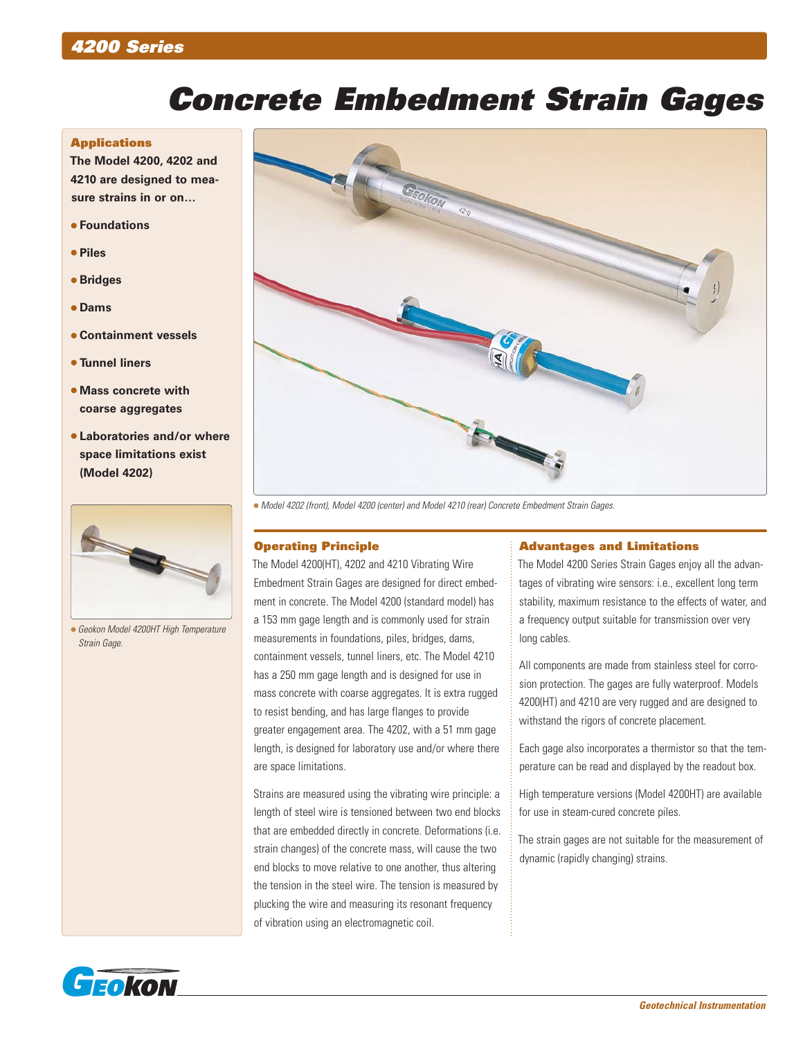# Concrete Embedment Strain Gages

## Applications

**The Model 4200, 4202 and 4210 are designed to measure strains in or on…**

- **Foundations**
- **Piles**
- **Bridges**
- **Dams**
- **Containment vessels**
- **Tunnel liners**
- **Mass concrete with coarse aggregates**
- **Laboratories and/or where space limitations exist (Model 4202)**

*Geokon Model 4200HT High Temperature Strain Gage.*

*Model 4202 (front), Model 4200 (center) and Model 4210 (rear) Concrete Embedment Strain Gages.*

## Operating Principle

The Model 4200(HT), 4202 and 4210 Vibrating Wire Embedment Strain Gages are designed for direct embedment in concrete. The Model 4200 (standard model) has a 153 mm gage length and is commonly used for strain measurements in foundations, piles, bridges, dams, containment vessels, tunnel liners, etc. The Model 4210 has a 250 mm gage length and is designed for use in mass concrete with coarse aggregates. It is extra rugged to resist bending, and has large flanges to provide greater engagement area. The 4202, with a 51 mm gage length, is designed for laboratory use and/or where there are space limitations.

Strains are measured using the vibrating wire principle: a length of steel wire is tensioned between two end blocks that are embedded directly in concrete. Deformations (i.e. strain changes) of the concrete mass, will cause the two end blocks to move relative to one another, thus altering the tension in the steel wire. The tension is measured by plucking the wire and measuring its resonant frequency of vibration using an electromagnetic coil.

## Advantages and Limitations

The Model 4200 Series Strain Gages enjoy all the advantages of vibrating wire sensors: i.e., excellent long term stability, maximum resistance to the effects of water, and a frequency output suitable for transmission over very long cables.

All components are made from stainless steel for corrosion protection. The gages are fully waterproof. Models 4200(HT) and 4210 are very rugged and are designed to withstand the rigors of concrete placement.

Each gage also incorporates a thermistor so that the temperature can be read and displayed by the readout box.

High temperature versions (Model 4200HT) are available for use in steam-cured concrete piles.

The strain gages are not suitable for the measurement of dynamic (rapidly changing) strains.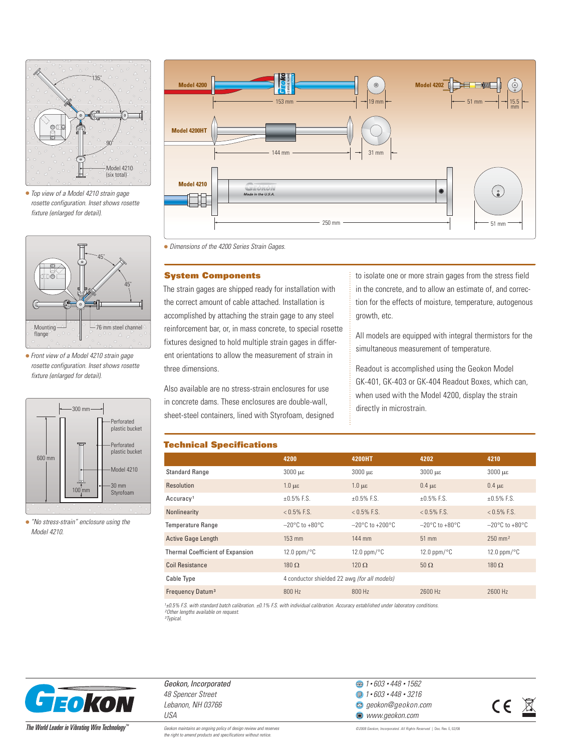135°

90°

Model 4210 (six total)

● *Top view of a Model 4210 strain gage rosette configuration. Inset shows rosette fixture (enlarged for detail).*

45°

45°

Mounting flange

76 mm steel channel

● *Front view of a Model 4210 strain gage rosette configuration. Inset shows rosette fixture (enlarged for detail).*

300 mm

600 mm

100 mm

Perforated plastic bucket

Perforated plastic bucket

Model 4210

30 mm Styrofoam

● *"No stress-strain" enclosure using the Model 4210.*

Model 4200

153 mm

19 mm

Model 4202

51 mm

15.5 mm

Model 4200HT

144 mm

31 mm

Model 4210

250 mm

51 mm

● *Dimensions of the 4200 Series Strain Gages.*

## System Components

The strain gages are shipped ready for installation with the correct amount of cable attached. Installation is accomplished by attaching the strain gage to any steel reinforcement bar, or, in mass concrete, to special rosette fixtures designed to hold multiple strain gages in different orientations to allow the measurement of strain in three dimensions.

Also available are no stress-strain enclosures for use in concrete dams. These enclosures are double-wall, sheet-steel containers, lined with Styrofoam, designed to isolate one or more strain gages from the stress field in the concrete, and to allow an estimate of, and correction for the effects of moisture, temperature, autogenous growth, etc.

All models are equipped with integral thermistors for the simultaneous measurement of temperature.

Readout is accomplished using the Geokon Model GK-401, GK-403 or GK-404 Readout Boxes, which can, when used with the Model 4200, display the strain directly in microstrain.

## Technical Specifications

| | 4200 | 4200HT | 4202 | 4210 |
|---|---|---|---|---|
| Standard Range | 3000 με | 3000 με | 3000 με | 3000 με |
| Resolution | 1.0 με | 1.0 με | 0.4 με | 0.4 με |
| Accuracy[1] | ±0.5% F.S. | ±0.5% F.S. | ±0.5% F.S. | ±0.5% F.S. |
| Nonlinearity | < 0.5% F.S. | < 0.5% F.S. | < 0.5% F.S. | < 0.5% F.S. |
| Temperature Range | −20°C to +80°C | −20°C to +200°C | −20°C to +80°C | −20°C to +80°C |
| Active Gage Length | 153 mm | 144 mm | 51 mm | 250 mm[2] |
| Thermal Coefficient of Expansion | 12.0 ppm/°C | 12.0 ppm/°C | 12.0 ppm/°C | 12.0 ppm/°C |
| Coil Resistance | 180 Ω | 120 Ω | 50 Ω | 180 Ω |
| Cable Type | 4 conductor shielded 22 awg *(for all models)* | | | |
| Frequency Datum[3] | 800 Hz | 800 Hz | 2600 Hz | 2600 Hz |

*[1]±0.5% F.S. with standard batch calibration. ±0.1% F.S. with individual calibration. Accuracy established under laboratory conditions.*
*[2]Other lengths available on request.*
*[3]Typical.*

**GEOKON**

*The World Leader in Vibrating Wire Technology™*

*Geokon, Incorporated*
*48 Spencer Street*
*Lebanon, NH 03766*
*USA*

*1 • 603 • 448 • 1562*
*1 • 603 • 448 • 3216*
*geokon@geokon.com*
*www.geokon.com*

*Geokon maintains an ongoing policy of design review and reserves the right to amend products and specifications without notice.*

*©2008 Geokon, Incorporated. All Rights Reserved | Doc. Rev. E, 02/08*